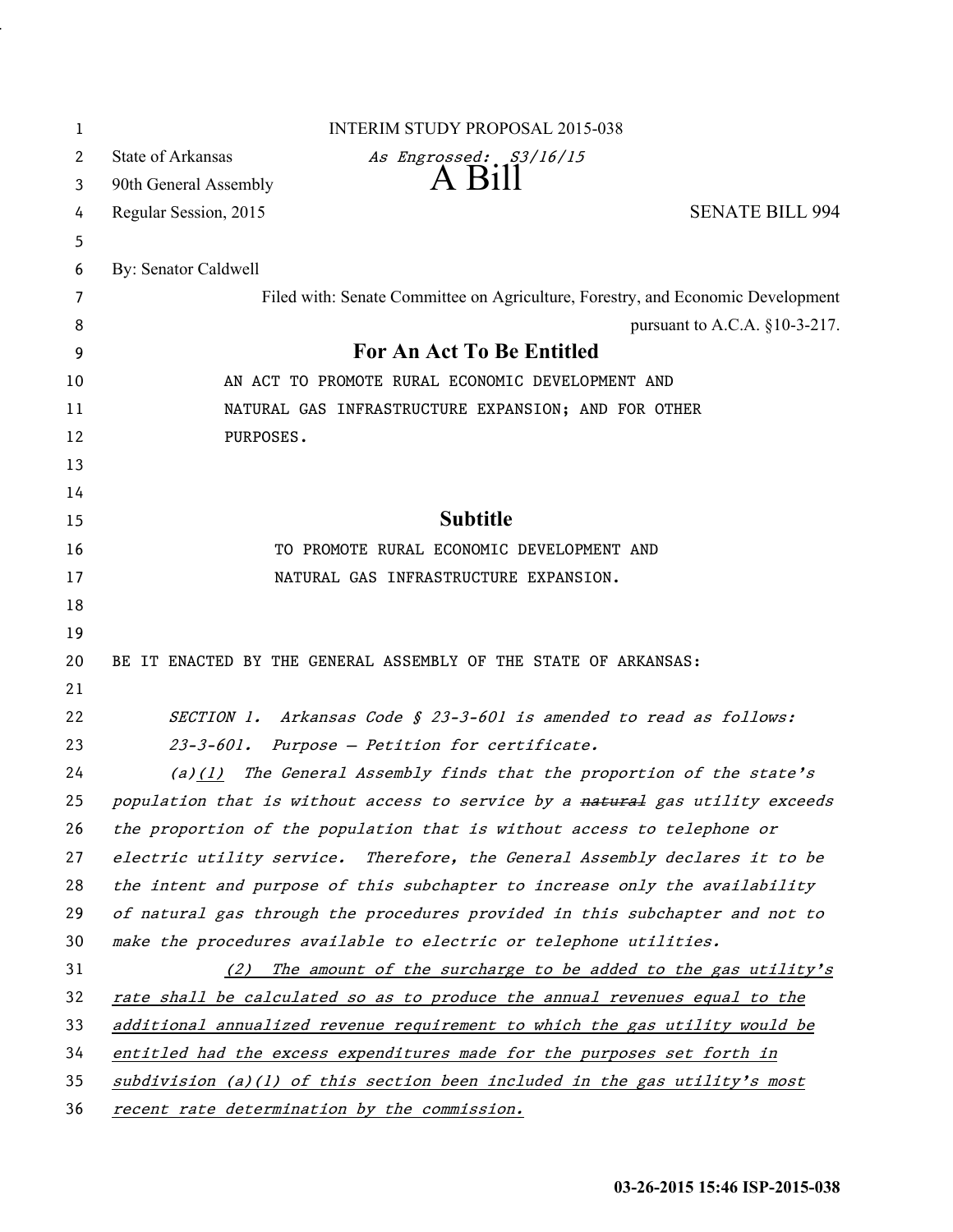INTERIM STUDY PROPOSAL 2015-038

State of Arkansas
*As Engrossed: S3/16/15*

90th General Assembly

# A Bill

Regular Session, 2015

SENATE BILL 994

By: Senator Caldwell

Filed with: Senate Committee on Agriculture, Forestry, and Economic Development pursuant to A.C.A. §10-3-217.

## For An Act To Be Entitled

AN ACT TO PROMOTE RURAL ECONOMIC DEVELOPMENT AND NATURAL GAS INFRASTRUCTURE EXPANSION; AND FOR OTHER PURPOSES.

## Subtitle

TO PROMOTE RURAL ECONOMIC DEVELOPMENT AND NATURAL GAS INFRASTRUCTURE EXPANSION.

BE IT ENACTED BY THE GENERAL ASSEMBLY OF THE STATE OF ARKANSAS:

*SECTION 1. Arkansas Code § 23-3-601 is amended to read as follows:*

*23-3-601. Purpose — Petition for certificate.*

*(a)(1) The General Assembly finds that the proportion of the state's population that is without access to service by a ~~natural~~ gas utility exceeds the proportion of the population that is without access to telephone or electric utility service. Therefore, the General Assembly declares it to be the intent and purpose of this subchapter to increase only the availability of natural gas through the procedures provided in this subchapter and not to make the procedures available to electric or telephone utilities.*

*(2) The amount of the surcharge to be added to the gas utility's rate shall be calculated so as to produce the annual revenues equal to the additional annualized revenue requirement to which the gas utility would be entitled had the excess expenditures made for the purposes set forth in subdivision (a)(1) of this section been included in the gas utility's most recent rate determination by the commission.*

03-26-2015 15:46 ISP-2015-038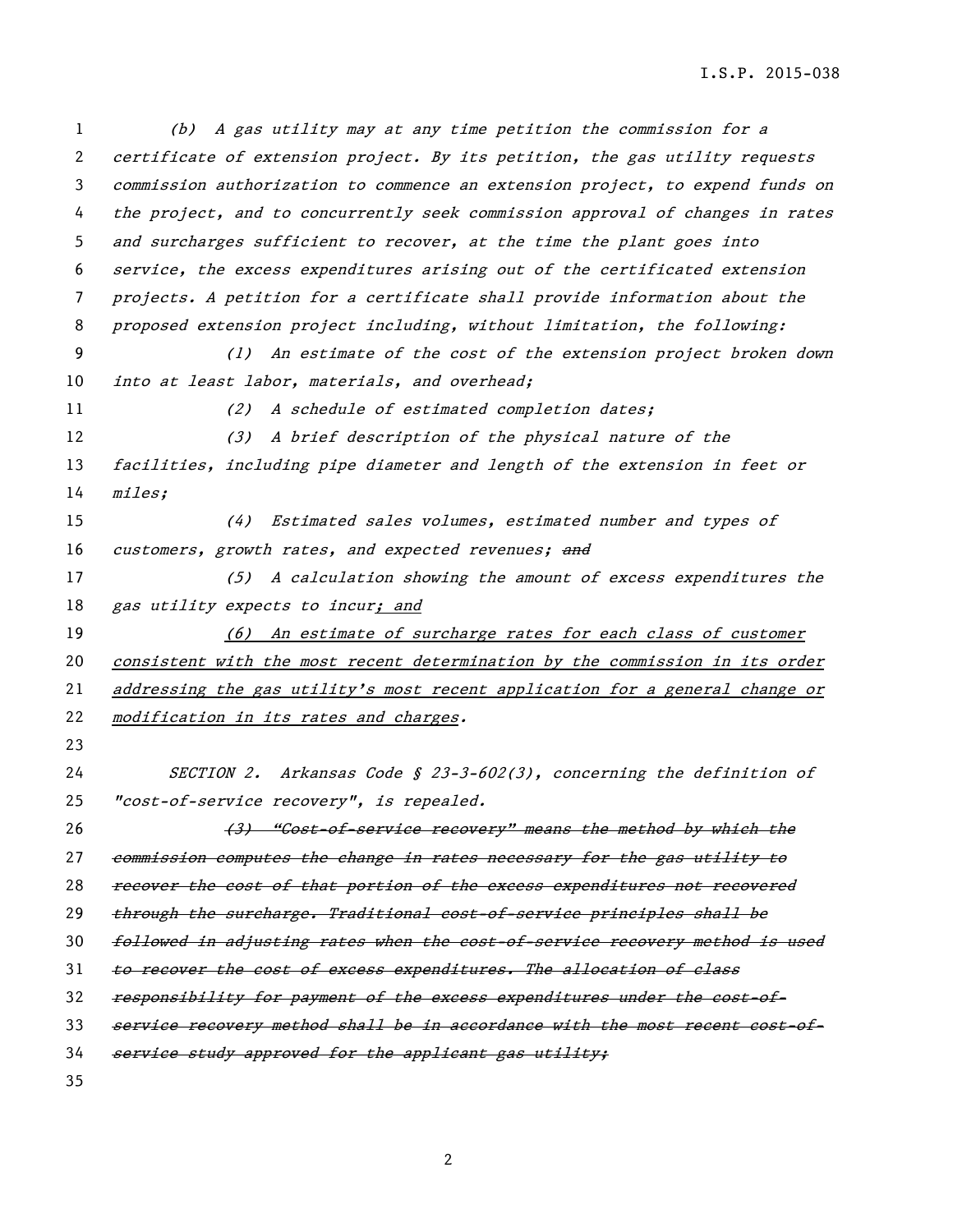*(b) A gas utility may at any time petition the commission for a certificate of extension project. By its petition, the gas utility requests commission authorization to commence an extension project, to expend funds on the project, and to concurrently seek commission approval of changes in rates and surcharges sufficient to recover, at the time the plant goes into service, the excess expenditures arising out of the certificated extension projects. A petition for a certificate shall provide information about the proposed extension project including, without limitation, the following:*

*(1) An estimate of the cost of the extension project broken down into at least labor, materials, and overhead;*

*(2) A schedule of estimated completion dates;*

*(3) A brief description of the physical nature of the facilities, including pipe diameter and length of the extension in feet or miles;*

*(4) Estimated sales volumes, estimated number and types of customers, growth rates, and expected revenues;* ~~*and*~~

*(5) A calculation showing the amount of excess expenditures the gas utility expects to incur*<u>*; and*</u>

<u>*(6) An estimate of surcharge rates for each class of customer consistent with the most recent determination by the commission in its order addressing the gas utility's most recent application for a general change or modification in its rates and charges*</u>*.*

*SECTION 2. Arkansas Code § 23-3-602(3), concerning the definition of "cost-of-service recovery", is repealed.*

~~*(3) "Cost-of-service recovery" means the method by which the commission computes the change in rates necessary for the gas utility to recover the cost of that portion of the excess expenditures not recovered through the surcharge. Traditional cost-of-service principles shall be followed in adjusting rates when the cost-of-service recovery method is used to recover the cost of excess expenditures. The allocation of class responsibility for payment of the excess expenditures under the cost-of-service recovery method shall be in accordance with the most recent cost-of-service study approved for the applicant gas utility;*~~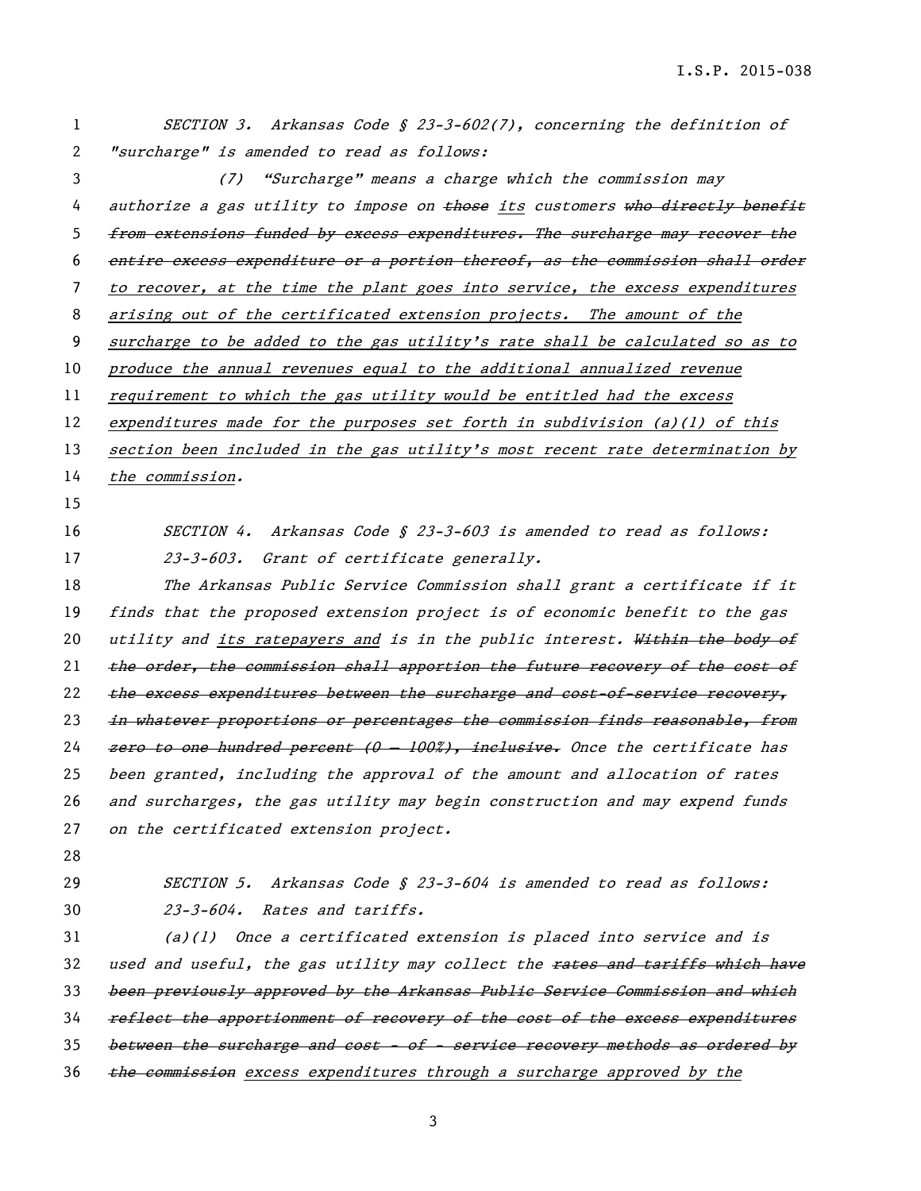SECTION 3. Arkansas Code § 23-3-602(7), concerning the definition of "surcharge" is amended to read as follows:

(7) "Surcharge" means a charge which the commission may authorize a gas utility to impose on ~~those~~ <u>its</u> customers ~~who directly benefit from extensions funded by excess expenditures. The surcharge may recover the entire excess expenditure or a portion thereof, as the commission shall order~~ <u>to recover, at the time the plant goes into service, the excess expenditures arising out of the certificated extension projects. The amount of the surcharge to be added to the gas utility's rate shall be calculated so as to produce the annual revenues equal to the additional annualized revenue requirement to which the gas utility would be entitled had the excess expenditures made for the purposes set forth in subdivision (a)(1) of this section been included in the gas utility's most recent rate determination by the commission</u>.

SECTION 4. Arkansas Code § 23-3-603 is amended to read as follows:

23-3-603. Grant of certificate generally.

The Arkansas Public Service Commission shall grant a certificate if it finds that the proposed extension project is of economic benefit to the gas utility and <u>its ratepayers and</u> is in the public interest. ~~Within the body of the order, the commission shall apportion the future recovery of the cost of the excess expenditures between the surcharge and cost-of-service recovery, in whatever proportions or percentages the commission finds reasonable, from zero to one hundred percent (0 — 100%), inclusive.~~ Once the certificate has been granted, including the approval of the amount and allocation of rates and surcharges, the gas utility may begin construction and may expend funds on the certificated extension project.

SECTION 5. Arkansas Code § 23-3-604 is amended to read as follows:

23-3-604. Rates and tariffs.

(a)(1) Once a certificated extension is placed into service and is used and useful, the gas utility may collect the ~~rates and tariffs which have been previously approved by the Arkansas Public Service Commission and which reflect the apportionment of recovery of the cost of the excess expenditures between the surcharge and cost - of - service recovery methods as ordered by the commission~~ <u>excess expenditures through a surcharge approved by the</u>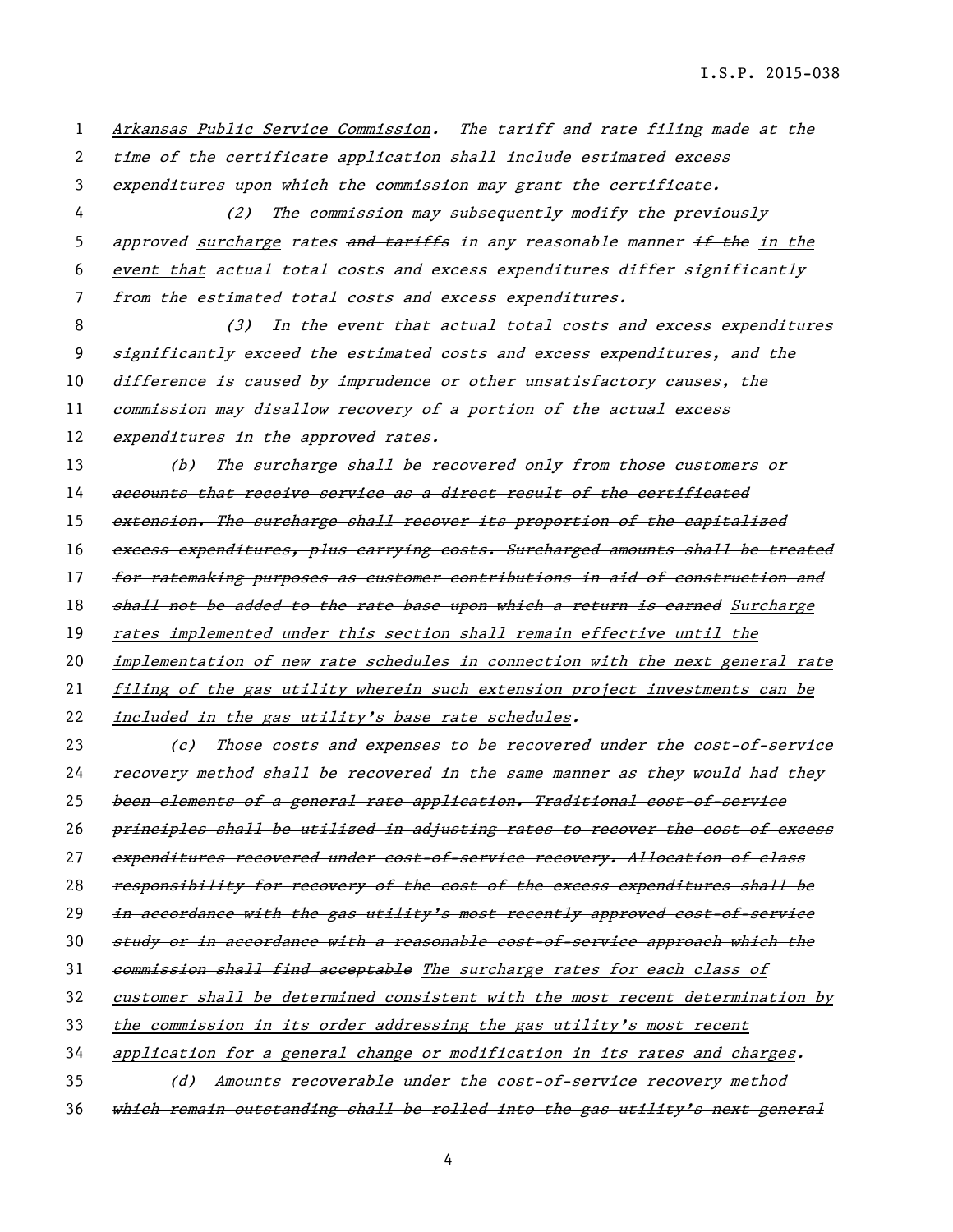*Arkansas Public Service Commission. The tariff and rate filing made at the time of the certificate application shall include estimated excess expenditures upon which the commission may grant the certificate.*

*(2) The commission may subsequently modify the previously approved surcharge rates ~~and tariffs~~ in any reasonable manner ~~if the~~ in the event that actual total costs and excess expenditures differ significantly from the estimated total costs and excess expenditures.*

*(3) In the event that actual total costs and excess expenditures significantly exceed the estimated costs and excess expenditures, and the difference is caused by imprudence or other unsatisfactory causes, the commission may disallow recovery of a portion of the actual excess expenditures in the approved rates.*

*(b) ~~The surcharge shall be recovered only from those customers or accounts that receive service as a direct result of the certificated extension. The surcharge shall recover its proportion of the capitalized excess expenditures, plus carrying costs. Surcharged amounts shall be treated for ratemaking purposes as customer contributions in aid of construction and shall not be added to the rate base upon which a return is earned~~ Surcharge rates implemented under this section shall remain effective until the implementation of new rate schedules in connection with the next general rate filing of the gas utility wherein such extension project investments can be included in the gas utility's base rate schedules.*

*(c) ~~Those costs and expenses to be recovered under the cost-of-service recovery method shall be recovered in the same manner as they would had they been elements of a general rate application. Traditional cost-of-service principles shall be utilized in adjusting rates to recover the cost of excess expenditures recovered under cost-of-service recovery. Allocation of class responsibility for recovery of the cost of the excess expenditures shall be in accordance with the gas utility's most recently approved cost-of-service study or in accordance with a reasonable cost-of-service approach which the commission shall find acceptable~~ The surcharge rates for each class of customer shall be determined consistent with the most recent determination by the commission in its order addressing the gas utility's most recent application for a general change or modification in its rates and charges.*

*~~(d) Amounts recoverable under the cost-of-service recovery method which remain outstanding shall be rolled into the gas utility's next general~~*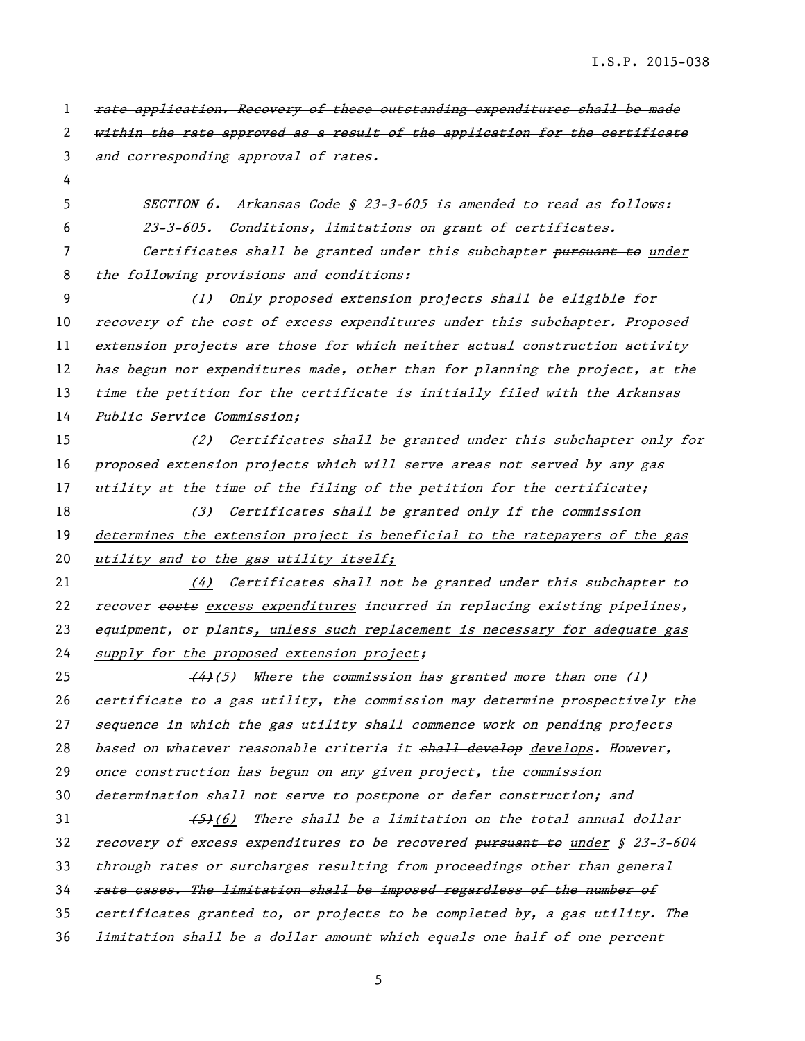~~rate application. Recovery of these outstanding expenditures shall be made within the rate approved as a result of the application for the certificate and corresponding approval of rates.~~

*SECTION 6. Arkansas Code § 23-3-605 is amended to read as follows:*

*23-3-605. Conditions, limitations on grant of certificates.*

*Certificates shall be granted under this subchapter ~~pursuant to~~ <u>under</u> the following provisions and conditions:*

*(1) Only proposed extension projects shall be eligible for recovery of the cost of excess expenditures under this subchapter. Proposed extension projects are those for which neither actual construction activity has begun nor expenditures made, other than for planning the project, at the time the petition for the certificate is initially filed with the Arkansas Public Service Commission;*

*(2) Certificates shall be granted under this subchapter only for proposed extension projects which will serve areas not served by any gas utility at the time of the filing of the petition for the certificate;*

*(3) <u>Certificates shall be granted only if the commission determines the extension project is beneficial to the ratepayers of the gas utility and to the gas utility itself;</u>*

*<u>(4)</u> Certificates shall not be granted under this subchapter to recover ~~costs~~ <u>excess expenditures</u> incurred in replacing existing pipelines, equipment, or plants<u>, unless such replacement is necessary for adequate gas supply for the proposed extension project</u>;*

*~~(4)~~<u>(5)</u> Where the commission has granted more than one (1) certificate to a gas utility, the commission may determine prospectively the sequence in which the gas utility shall commence work on pending projects based on whatever reasonable criteria it ~~shall develop~~ <u>develops</u>. However, once construction has begun on any given project, the commission determination shall not serve to postpone or defer construction; and*

*~~(5)~~<u>(6)</u> There shall be a limitation on the total annual dollar recovery of excess expenditures to be recovered ~~pursuant to~~ <u>under</u> § 23-3-604 through rates or surcharges ~~resulting from proceedings other than general rate cases. The limitation shall be imposed regardless of the number of certificates granted to, or projects to be completed by, a gas utility~~. The limitation shall be a dollar amount which equals one half of one percent*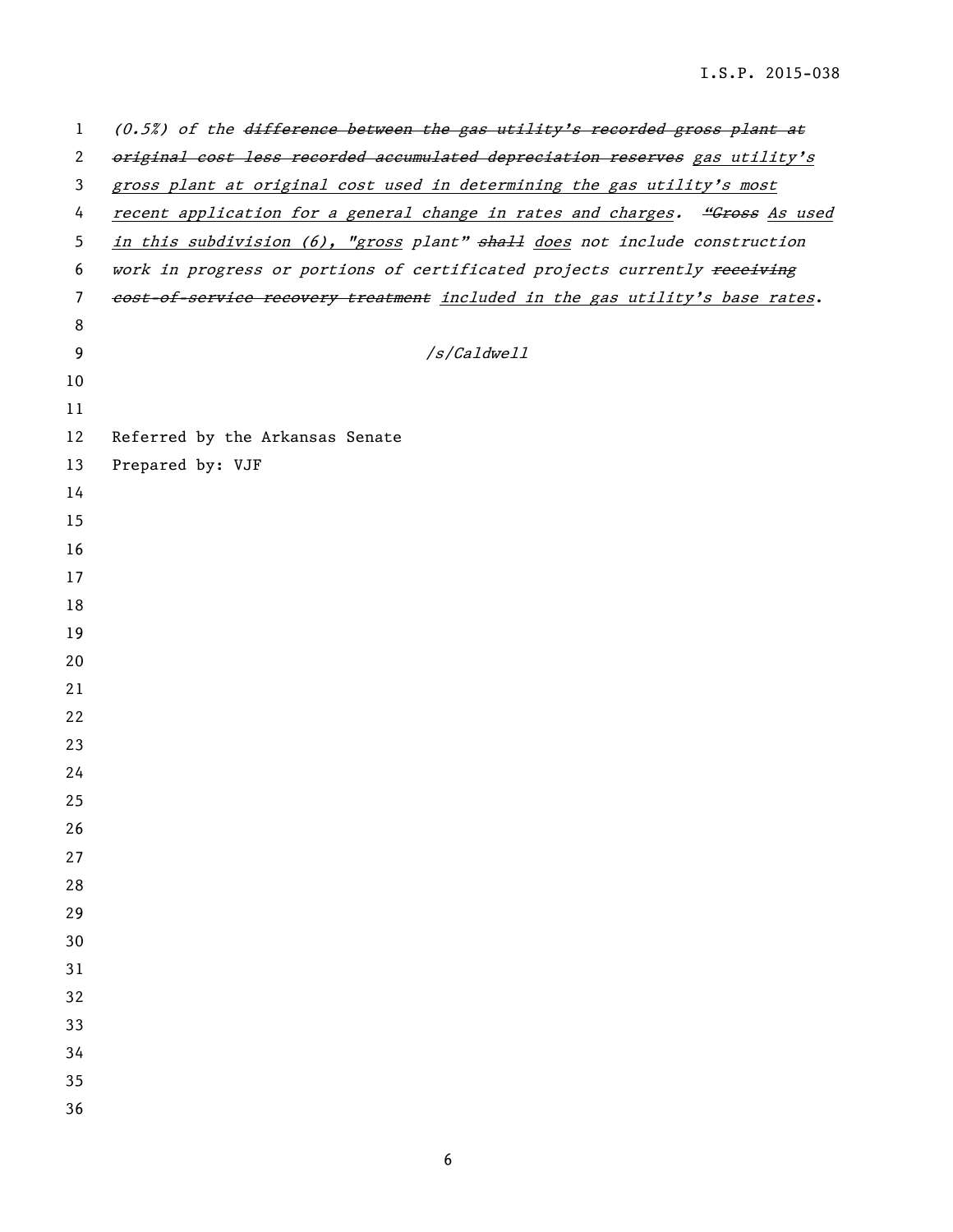(0.5%) of the ~~difference between the gas utility's recorded gross plant at original cost less recorded accumulated depreciation reserves~~ gas utility's gross plant at original cost used in determining the gas utility's most recent application for a general change in rates and charges. ~~"Gross~~ As used in this subdivision (6), "gross plant" ~~shall~~ does not include construction work in progress or portions of certificated projects currently ~~receiving cost-of-service recovery treatment~~ included in the gas utility's base rates.

/s/Caldwell

Referred by the Arkansas Senate

Prepared by: VJF